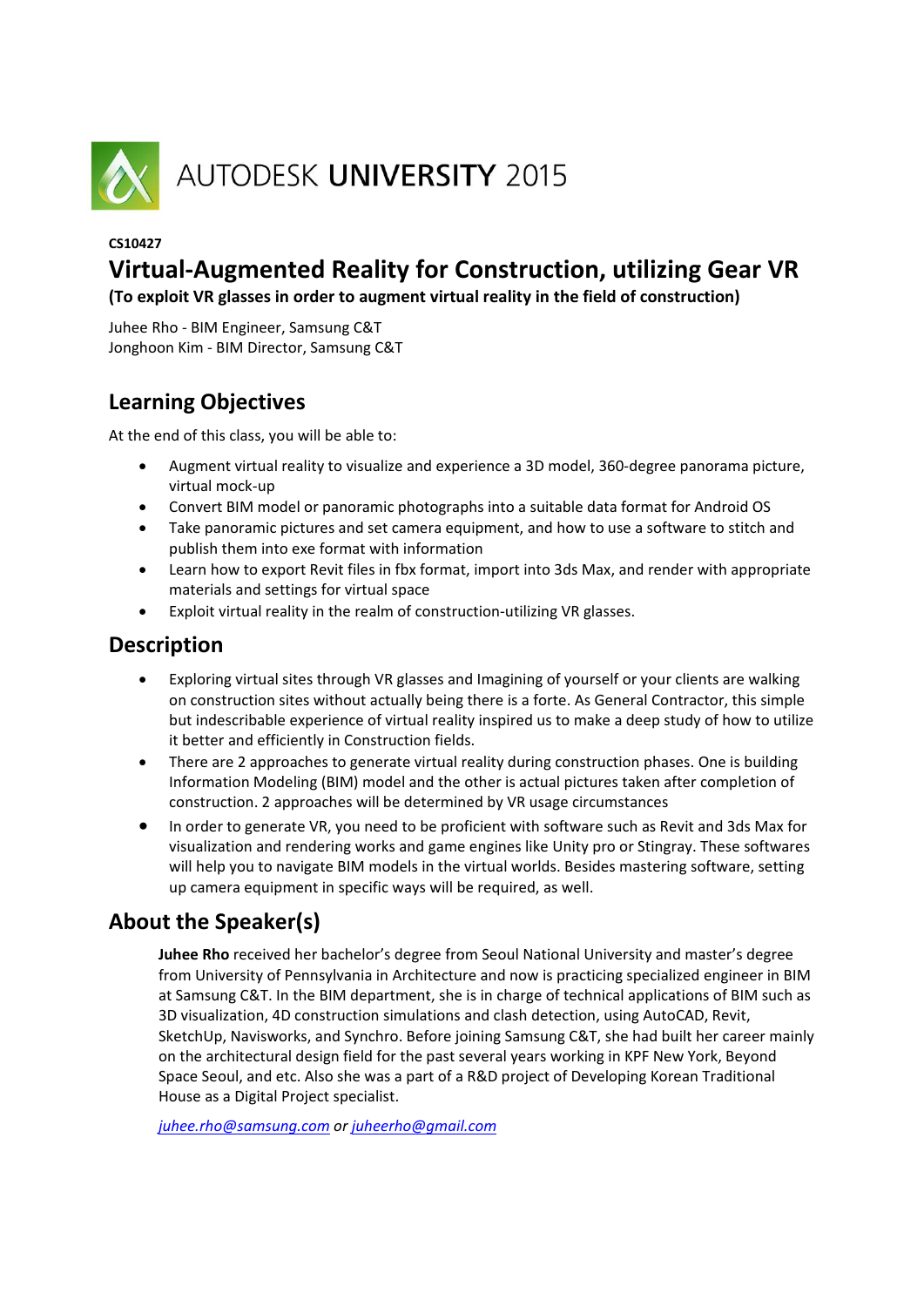AUTODESK UNIVERSITY 2015

**CS10427**

# Virtual-Augmented Reality for Construction, utilizing Gear VR

**(To exploit VR glasses in order to augment virtual reality in the field of construction)**

Juhee Rho - BIM Engineer, Samsung C&T
Jonghoon Kim - BIM Director, Samsung C&T

## Learning Objectives

At the end of this class, you will be able to:

- Augment virtual reality to visualize and experience a 3D model, 360-degree panorama picture, virtual mock-up
- Convert BIM model or panoramic photographs into a suitable data format for Android OS
- Take panoramic pictures and set camera equipment, and how to use a software to stitch and publish them into exe format with information
- Learn how to export Revit files in fbx format, import into 3ds Max, and render with appropriate materials and settings for virtual space
- Exploit virtual reality in the realm of construction-utilizing VR glasses.

## Description

- Exploring virtual sites through VR glasses and Imagining of yourself or your clients are walking on construction sites without actually being there is a forte. As General Contractor, this simple but indescribable experience of virtual reality inspired us to make a deep study of how to utilize it better and efficiently in Construction fields.
- There are 2 approaches to generate virtual reality during construction phases. One is building Information Modeling (BIM) model and the other is actual pictures taken after completion of construction. 2 approaches will be determined by VR usage circumstances
- In order to generate VR, you need to be proficient with software such as Revit and 3ds Max for visualization and rendering works and game engines like Unity pro or Stingray. These softwares will help you to navigate BIM models in the virtual worlds. Besides mastering software, setting up camera equipment in specific ways will be required, as well.

## About the Speaker(s)

**Juhee Rho** received her bachelor's degree from Seoul National University and master's degree from University of Pennsylvania in Architecture and now is practicing specialized engineer in BIM at Samsung C&T. In the BIM department, she is in charge of technical applications of BIM such as 3D visualization, 4D construction simulations and clash detection, using AutoCAD, Revit, SketchUp, Navisworks, and Synchro. Before joining Samsung C&T, she had built her career mainly on the architectural design field for the past several years working in KPF New York, Beyond Space Seoul, and etc. Also she was a part of a R&D project of Developing Korean Traditional House as a Digital Project specialist.

*juhee.rho@samsung.com or juheerho@gmail.com*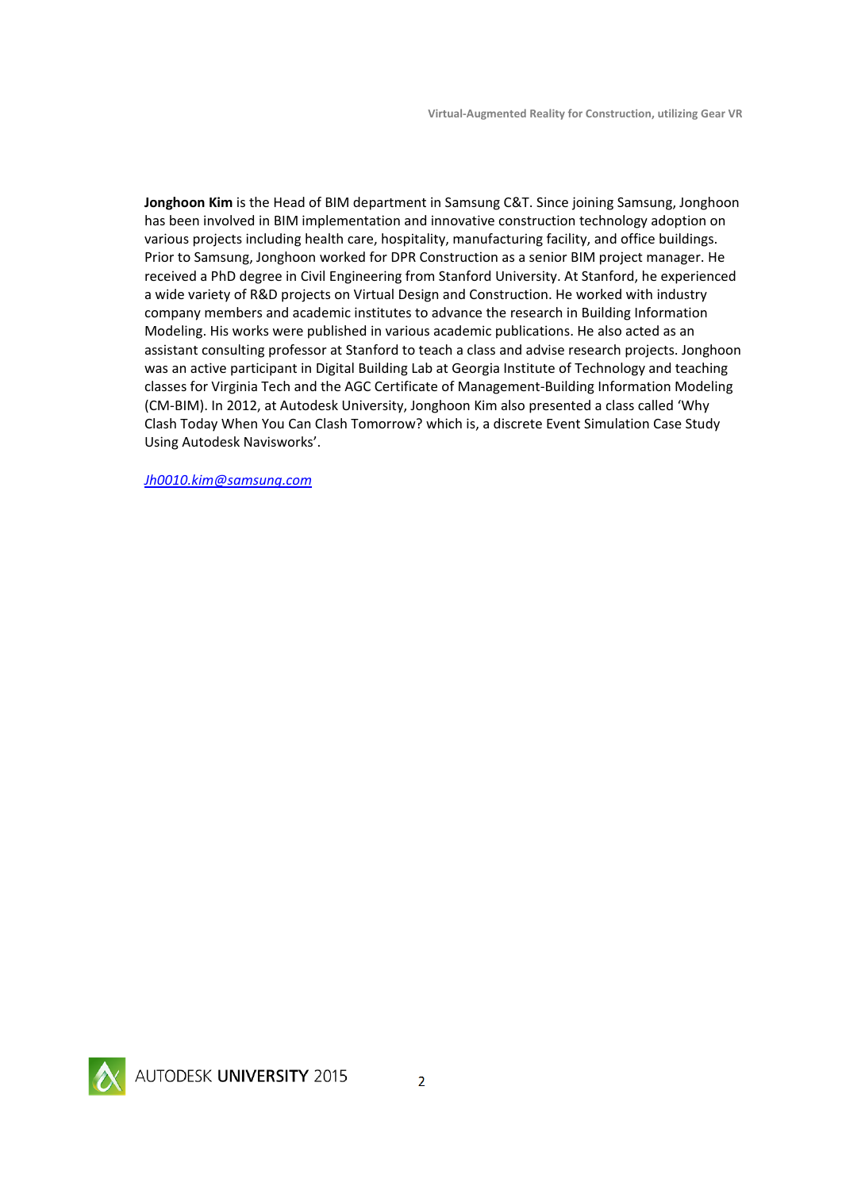**Jonghoon Kim** is the Head of BIM department in Samsung C&T. Since joining Samsung, Jonghoon has been involved in BIM implementation and innovative construction technology adoption on various projects including health care, hospitality, manufacturing facility, and office buildings. Prior to Samsung, Jonghoon worked for DPR Construction as a senior BIM project manager. He received a PhD degree in Civil Engineering from Stanford University. At Stanford, he experienced a wide variety of R&D projects on Virtual Design and Construction. He worked with industry company members and academic institutes to advance the research in Building Information Modeling. His works were published in various academic publications. He also acted as an assistant consulting professor at Stanford to teach a class and advise research projects. Jonghoon was an active participant in Digital Building Lab at Georgia Institute of Technology and teaching classes for Virginia Tech and the AGC Certificate of Management-Building Information Modeling (CM-BIM). In 2012, at Autodesk University, Jonghoon Kim also presented a class called 'Why Clash Today When You Can Clash Tomorrow? which is, a discrete Event Simulation Case Study Using Autodesk Navisworks'.

*Jh0010.kim@samsung.com*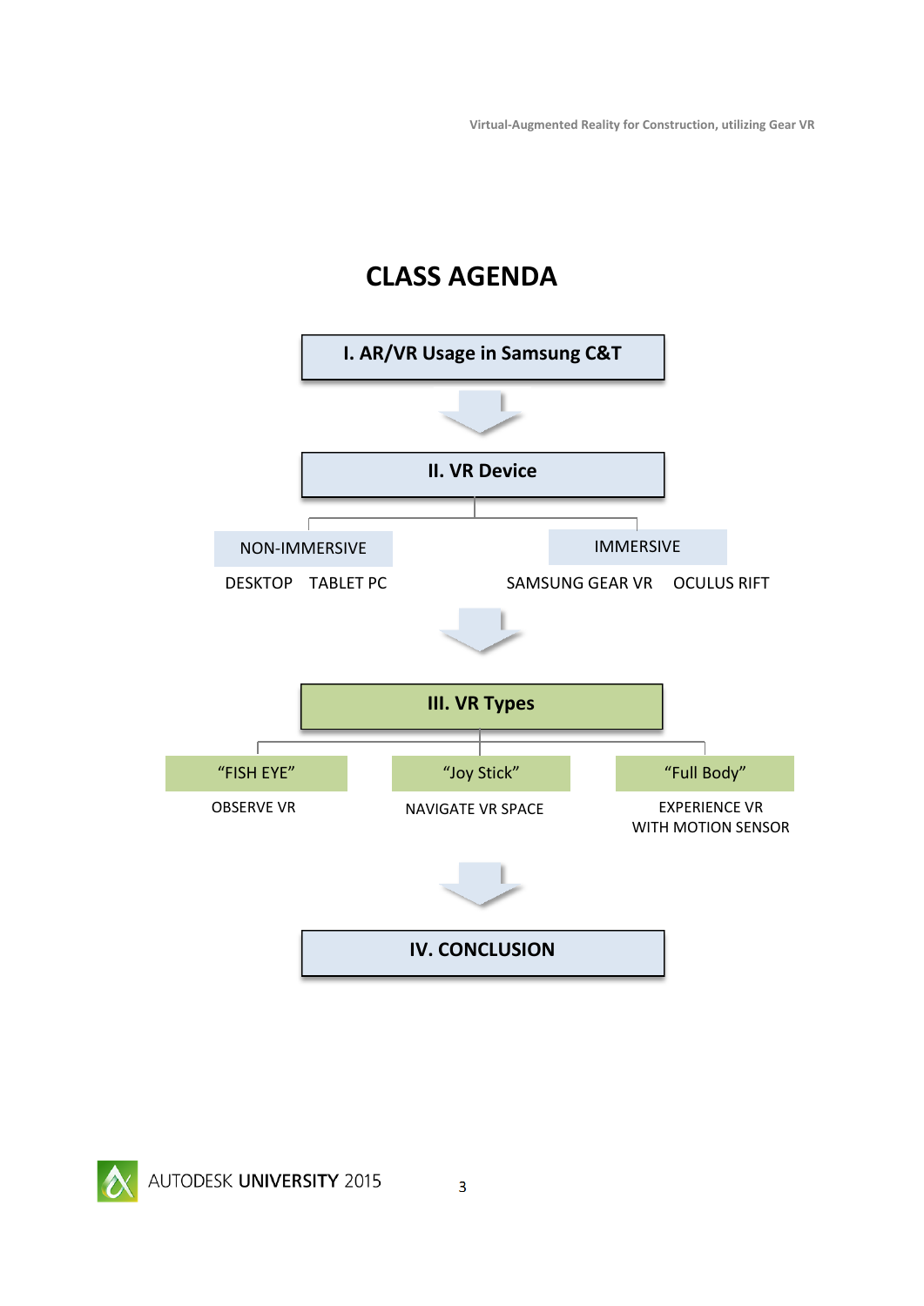# CLASS AGENDA

**I. AR/VR Usage in Samsung C&T**

**II. VR Device**

- NON-IMMERSIVE
  - DESKTOP
  - TABLET PC
- IMMERSIVE
  - SAMSUNG GEAR VR
  - OCULUS RIFT

**III. VR Types**

- "FISH EYE"
  - OBSERVE VR
- "Joy Stick"
  - NAVIGATE VR SPACE
- "Full Body"
  - EXPERIENCE VR WITH MOTION SENSOR

**IV. CONCLUSION**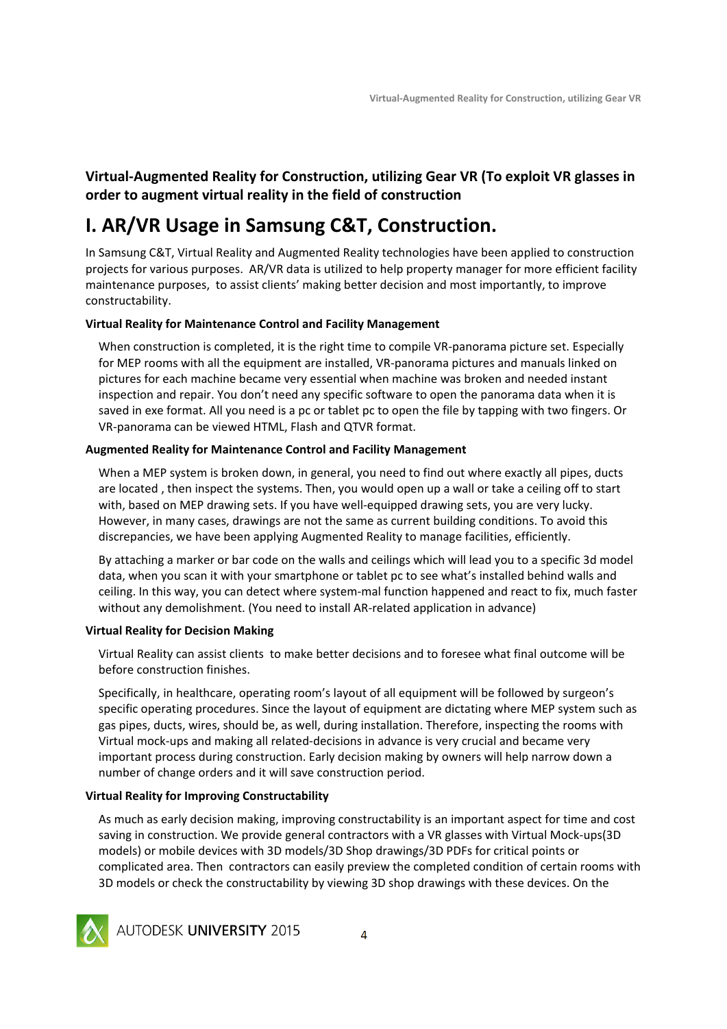**Virtual-Augmented Reality for Construction, utilizing Gear VR (To exploit VR glasses in order to augment virtual reality in the field of construction**

# I. AR/VR Usage in Samsung C&T, Construction.

In Samsung C&T, Virtual Reality and Augmented Reality technologies have been applied to construction projects for various purposes. AR/VR data is utilized to help property manager for more efficient facility maintenance purposes, to assist clients' making better decision and most importantly, to improve constructability.

**Virtual Reality for Maintenance Control and Facility Management**

When construction is completed, it is the right time to compile VR-panorama picture set. Especially for MEP rooms with all the equipment are installed, VR-panorama pictures and manuals linked on pictures for each machine became very essential when machine was broken and needed instant inspection and repair. You don't need any specific software to open the panorama data when it is saved in exe format. All you need is a pc or tablet pc to open the file by tapping with two fingers. Or VR-panorama can be viewed HTML, Flash and QTVR format.

**Augmented Reality for Maintenance Control and Facility Management**

When a MEP system is broken down, in general, you need to find out where exactly all pipes, ducts are located , then inspect the systems. Then, you would open up a wall or take a ceiling off to start with, based on MEP drawing sets. If you have well-equipped drawing sets, you are very lucky. However, in many cases, drawings are not the same as current building conditions. To avoid this discrepancies, we have been applying Augmented Reality to manage facilities, efficiently.

By attaching a marker or bar code on the walls and ceilings which will lead you to a specific 3d model data, when you scan it with your smartphone or tablet pc to see what's installed behind walls and ceiling. In this way, you can detect where system-mal function happened and react to fix, much faster without any demolishment. (You need to install AR-related application in advance)

**Virtual Reality for Decision Making**

Virtual Reality can assist clients to make better decisions and to foresee what final outcome will be before construction finishes.

Specifically, in healthcare, operating room's layout of all equipment will be followed by surgeon's specific operating procedures. Since the layout of equipment are dictating where MEP system such as gas pipes, ducts, wires, should be, as well, during installation. Therefore, inspecting the rooms with Virtual mock-ups and making all related-decisions in advance is very crucial and became very important process during construction. Early decision making by owners will help narrow down a number of change orders and it will save construction period.

**Virtual Reality for Improving Constructability**

As much as early decision making, improving constructability is an important aspect for time and cost saving in construction. We provide general contractors with a VR glasses with Virtual Mock-ups(3D models) or mobile devices with 3D models/3D Shop drawings/3D PDFs for critical points or complicated area. Then contractors can easily preview the completed condition of certain rooms with 3D models or check the constructability by viewing 3D shop drawings with these devices. On the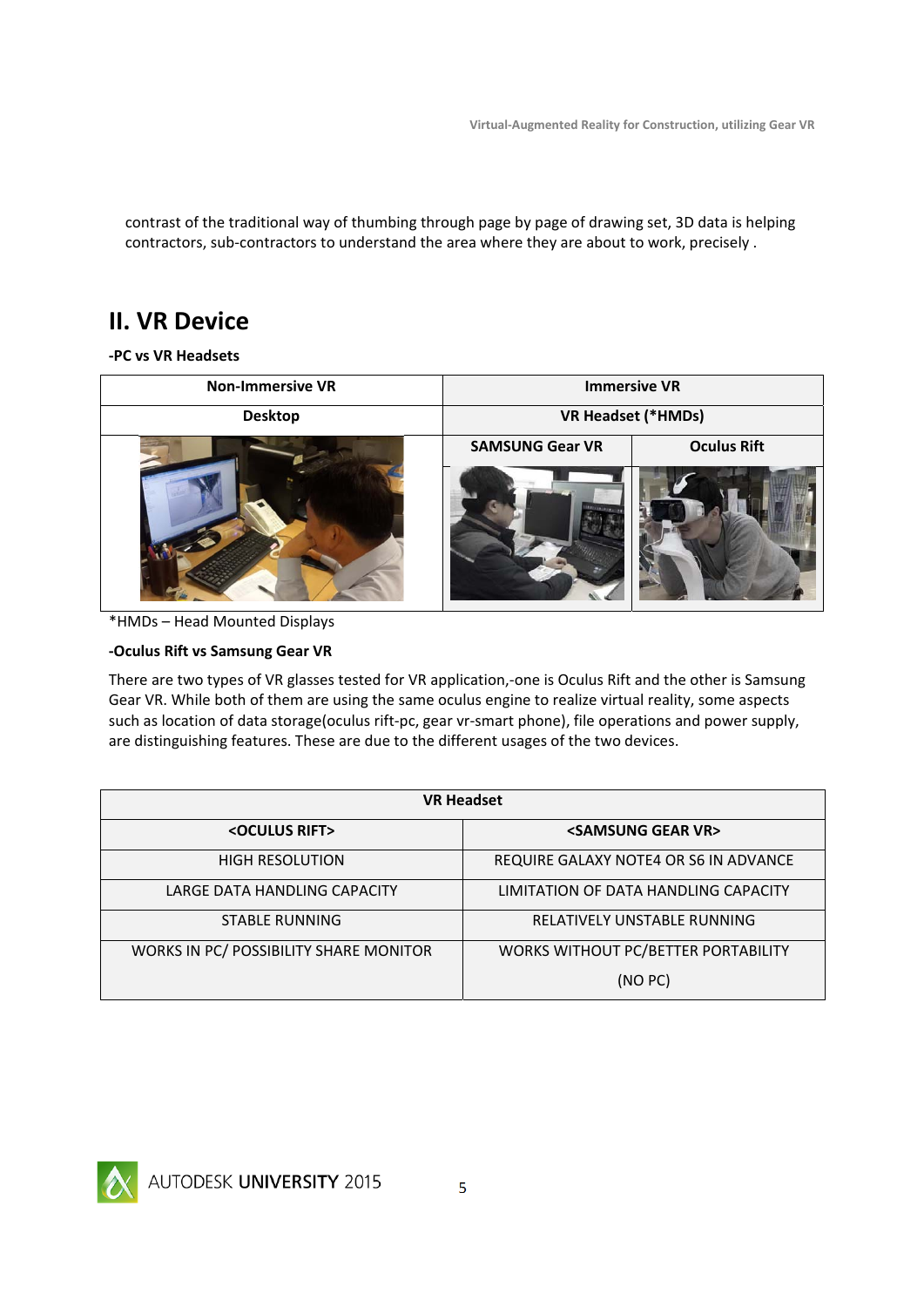contrast of the traditional way of thumbing through page by page of drawing set, 3D data is helping contractors, sub-contractors to understand the area where they are about to work, precisely .

## II. VR Device

**-PC vs VR Headsets**

| Non-Immersive VR | Immersive VR | |
|---|---|---|
| Desktop | VR Headset (*HMDs) | |
| | SAMSUNG Gear VR | Oculus Rift |

*HMDs – Head Mounted Displays

**-Oculus Rift vs Samsung Gear VR**

There are two types of VR glasses tested for VR application,-one is Oculus Rift and the other is Samsung Gear VR. While both of them are using the same oculus engine to realize virtual reality, some aspects such as location of data storage(oculus rift-pc, gear vr-smart phone), file operations and power supply, are distinguishing features. These are due to the different usages of the two devices.

| VR Headset | |
|---|---|
| <OCULUS RIFT> | <SAMSUNG GEAR VR> |
| HIGH RESOLUTION | REQUIRE GALAXY NOTE4 OR S6 IN ADVANCE |
| LARGE DATA HANDLING CAPACITY | LIMITATION OF DATA HANDLING CAPACITY |
| STABLE RUNNING | RELATIVELY UNSTABLE RUNNING |
| WORKS IN PC/ POSSIBILITY SHARE MONITOR | WORKS WITHOUT PC/BETTER PORTABILITY (NO PC) |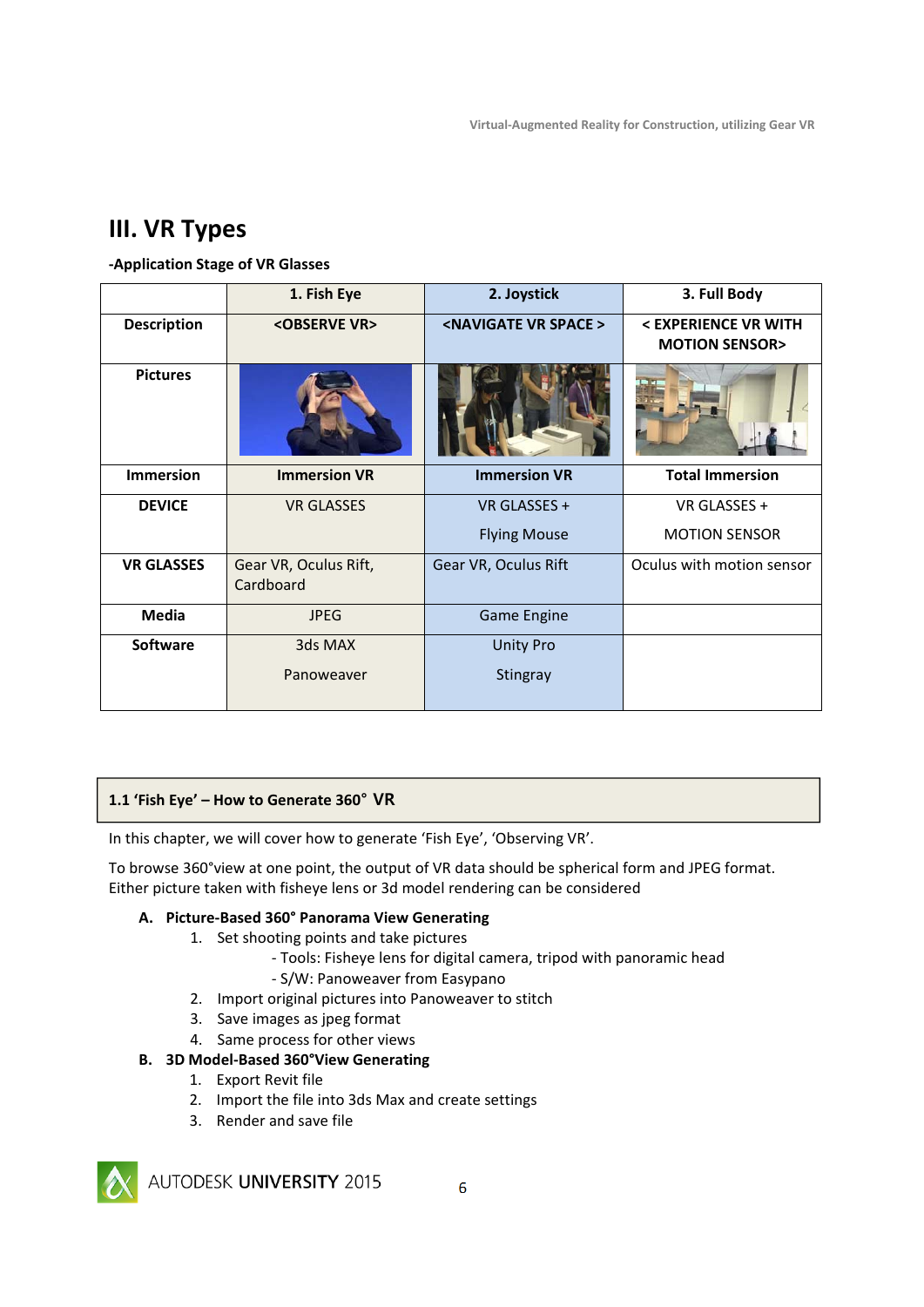# III. VR Types

**-Application Stage of VR Glasses**

| | 1. Fish Eye | 2. Joystick | 3. Full Body |
|---|---|---|---|
| **Description** | **<OBSERVE VR>** | **<NAVIGATE VR SPACE >** | **< EXPERIENCE VR WITH MOTION SENSOR>** |
| **Pictures** | | | |
| **Immersion** | **Immersion VR** | **Immersion VR** | **Total Immersion** |
| **DEVICE** | VR GLASSES | VR GLASSES + Flying Mouse | VR GLASSES + MOTION SENSOR |
| **VR GLASSES** | Gear VR, Oculus Rift, Cardboard | Gear VR, Oculus Rift | Oculus with motion sensor |
| **Media** | JPEG | Game Engine | |
| **Software** | 3ds MAX Panoweaver | Unity Pro Stingray | |

## 1.1 'Fish Eye' – How to Generate 360° VR

In this chapter, we will cover how to generate 'Fish Eye', 'Observing VR'.

To browse 360°view at one point, the output of VR data should be spherical form and JPEG format. Either picture taken with fisheye lens or 3d model rendering can be considered

**A. Picture-Based 360° Panorama View Generating**

1. Set shooting points and take pictures
   - Tools: Fisheye lens for digital camera, tripod with panoramic head
   - S/W: Panoweaver from Easypano
2. Import original pictures into Panoweaver to stitch
3. Save images as jpeg format
4. Same process for other views

**B. 3D Model-Based 360°View Generating**

1. Export Revit file
2. Import the file into 3ds Max and create settings
3. Render and save file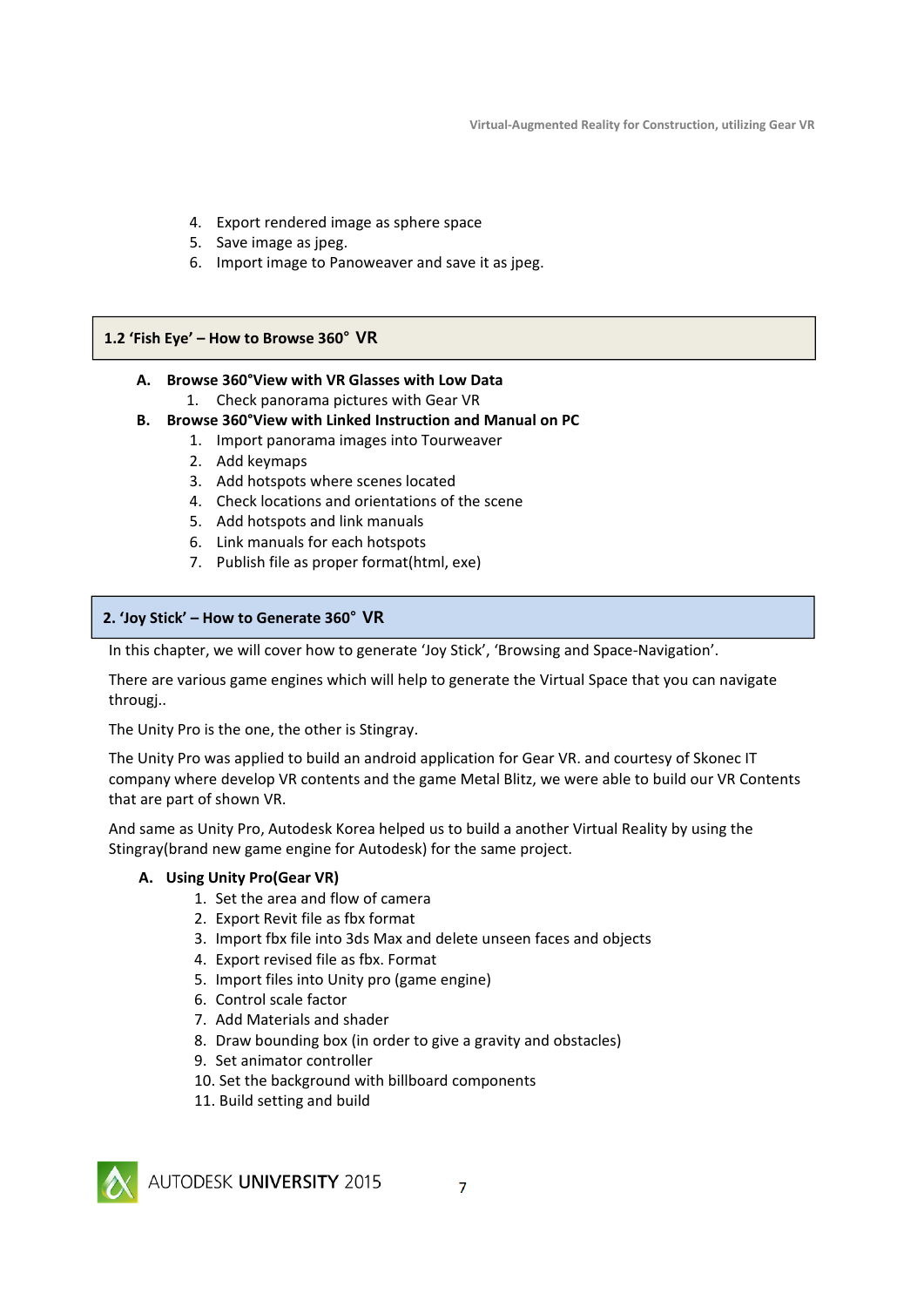4. Export rendered image as sphere space
5. Save image as jpeg.
6. Import image to Panoweaver and save it as jpeg.

## 1.2 'Fish Eye' – How to Browse 360° VR

**A. Browse 360°View with VR Glasses with Low Data**

1. Check panorama pictures with Gear VR

**B. Browse 360°View with Linked Instruction and Manual on PC**

1. Import panorama images into Tourweaver
2. Add keymaps
3. Add hotspots where scenes located
4. Check locations and orientations of the scene
5. Add hotspots and link manuals
6. Link manuals for each hotspots
7. Publish file as proper format(html, exe)

## 2. 'Joy Stick' – How to Generate 360° VR

In this chapter, we will cover how to generate 'Joy Stick', 'Browsing and Space-Navigation'.

There are various game engines which will help to generate the Virtual Space that you can navigate througj..

The Unity Pro is the one, the other is Stingray.

The Unity Pro was applied to build an android application for Gear VR. and courtesy of Skonec IT company where develop VR contents and the game Metal Blitz, we were able to build our VR Contents that are part of shown VR.

And same as Unity Pro, Autodesk Korea helped us to build a another Virtual Reality by using the Stingray(brand new game engine for Autodesk) for the same project.

**A. Using Unity Pro(Gear VR)**

1. Set the area and flow of camera
2. Export Revit file as fbx format
3. Import fbx file into 3ds Max and delete unseen faces and objects
4. Export revised file as fbx. Format
5. Import files into Unity pro (game engine)
6. Control scale factor
7. Add Materials and shader
8. Draw bounding box (in order to give a gravity and obstacles)
9. Set animator controller
10. Set the background with billboard components
11. Build setting and build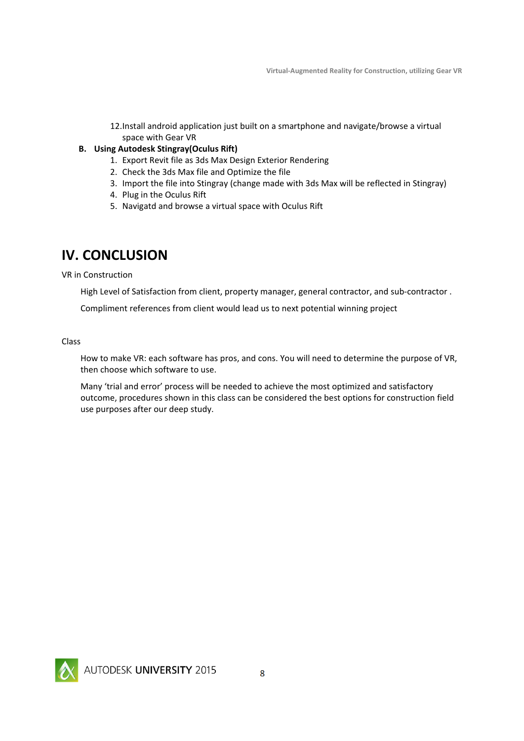12. Install android application just built on a smartphone and navigate/browse a virtual space with Gear VR

**B. Using Autodesk Stingray(Oculus Rift)**

1. Export Revit file as 3ds Max Design Exterior Rendering
2. Check the 3ds Max file and Optimize the file
3. Import the file into Stingray (change made with 3ds Max will be reflected in Stingray)
4. Plug in the Oculus Rift
5. Navigatd and browse a virtual space with Oculus Rift

# IV. CONCLUSION

VR in Construction

High Level of Satisfaction from client, property manager, general contractor, and sub-contractor .

Compliment references from client would lead us to next potential winning project

Class

How to make VR: each software has pros, and cons. You will need to determine the purpose of VR, then choose which software to use.

Many 'trial and error' process will be needed to achieve the most optimized and satisfactory outcome, procedures shown in this class can be considered the best options for construction field use purposes after our deep study.